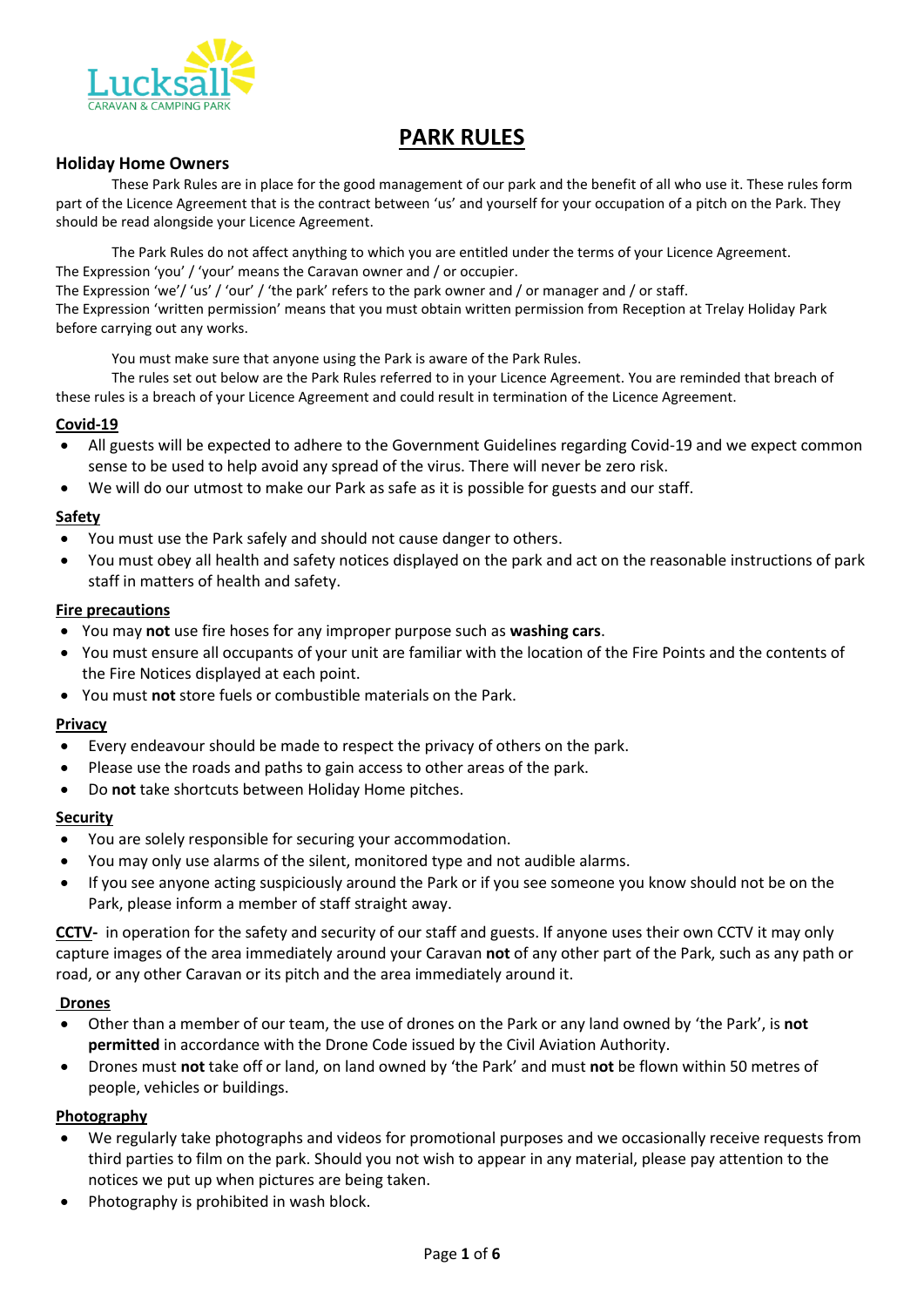Lucksall
CARAVAN & CAMPING PARK

# PARK RULES

## Holiday Home Owners

These Park Rules are in place for the good management of our park and the benefit of all who use it. These rules form part of the Licence Agreement that is the contract between 'us' and yourself for your occupation of a pitch on the Park. They should be read alongside your Licence Agreement.

The Park Rules do not affect anything to which you are entitled under the terms of your Licence Agreement.
The Expression 'you' / 'your' means the Caravan owner and / or occupier.
The Expression 'we'/ 'us' / 'our' / 'the park' refers to the park owner and / or manager and / or staff.
The Expression 'written permission' means that you must obtain written permission from Reception at Trelay Holiday Park before carrying out any works.

You must make sure that anyone using the Park is aware of the Park Rules.

The rules set out below are the Park Rules referred to in your Licence Agreement. You are reminded that breach of these rules is a breach of your Licence Agreement and could result in termination of the Licence Agreement.

### Covid-19

- All guests will be expected to adhere to the Government Guidelines regarding Covid-19 and we expect common sense to be used to help avoid any spread of the virus. There will never be zero risk.
- We will do our utmost to make our Park as safe as it is possible for guests and our staff.

### Safety

- You must use the Park safely and should not cause danger to others.
- You must obey all health and safety notices displayed on the park and act on the reasonable instructions of park staff in matters of health and safety.

### Fire precautions

- You may **not** use fire hoses for any improper purpose such as **washing cars**.
- You must ensure all occupants of your unit are familiar with the location of the Fire Points and the contents of the Fire Notices displayed at each point.
- You must **not** store fuels or combustible materials on the Park.

### Privacy

- Every endeavour should be made to respect the privacy of others on the park.
- Please use the roads and paths to gain access to other areas of the park.
- Do **not** take shortcuts between Holiday Home pitches.

### Security

- You are solely responsible for securing your accommodation.
- You may only use alarms of the silent, monitored type and not audible alarms.
- If you see anyone acting suspiciously around the Park or if you see someone you know should not be on the Park, please inform a member of staff straight away.

**CCTV**- in operation for the safety and security of our staff and guests. If anyone uses their own CCTV it may only capture images of the area immediately around your Caravan **not** of any other part of the Park, such as any path or road, or any other Caravan or its pitch and the area immediately around it.

### Drones

- Other than a member of our team, the use of drones on the Park or any land owned by 'the Park', is **not permitted** in accordance with the Drone Code issued by the Civil Aviation Authority.
- Drones must **not** take off or land, on land owned by 'the Park' and must **not** be flown within 50 metres of people, vehicles or buildings.

### Photography

- We regularly take photographs and videos for promotional purposes and we occasionally receive requests from third parties to film on the park. Should you not wish to appear in any material, please pay attention to the notices we put up when pictures are being taken.
- Photography is prohibited in wash block.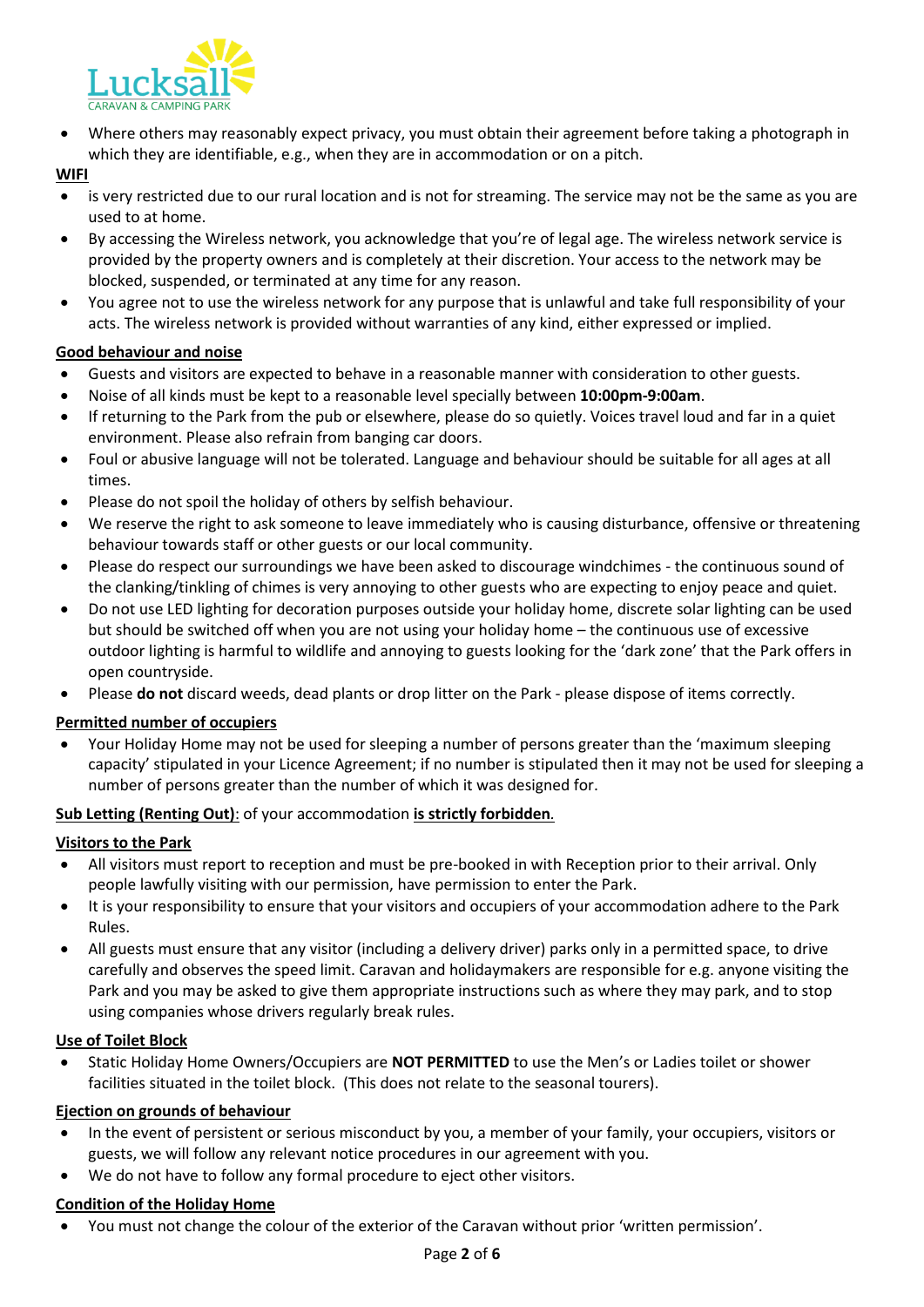- Where others may reasonably expect privacy, you must obtain their agreement before taking a photograph in which they are identifiable, e.g., when they are in accommodation or on a pitch.

**WIFI**

- is very restricted due to our rural location and is not for streaming. The service may not be the same as you are used to at home.
- By accessing the Wireless network, you acknowledge that you're of legal age. The wireless network service is provided by the property owners and is completely at their discretion. Your access to the network may be blocked, suspended, or terminated at any time for any reason.
- You agree not to use the wireless network for any purpose that is unlawful and take full responsibility of your acts. The wireless network is provided without warranties of any kind, either expressed or implied.

**Good behaviour and noise**

- Guests and visitors are expected to behave in a reasonable manner with consideration to other guests.
- Noise of all kinds must be kept to a reasonable level specially between **10:00pm-9:00am**.
- If returning to the Park from the pub or elsewhere, please do so quietly. Voices travel loud and far in a quiet environment. Please also refrain from banging car doors.
- Foul or abusive language will not be tolerated. Language and behaviour should be suitable for all ages at all times.
- Please do not spoil the holiday of others by selfish behaviour.
- We reserve the right to ask someone to leave immediately who is causing disturbance, offensive or threatening behaviour towards staff or other guests or our local community.
- Please do respect our surroundings we have been asked to discourage windchimes - the continuous sound of the clanking/tinkling of chimes is very annoying to other guests who are expecting to enjoy peace and quiet.
- Do not use LED lighting for decoration purposes outside your holiday home, discrete solar lighting can be used but should be switched off when you are not using your holiday home – the continuous use of excessive outdoor lighting is harmful to wildlife and annoying to guests looking for the 'dark zone' that the Park offers in open countryside.
- Please **do not** discard weeds, dead plants or drop litter on the Park - please dispose of items correctly.

**Permitted number of occupiers**

- Your Holiday Home may not be used for sleeping a number of persons greater than the 'maximum sleeping capacity' stipulated in your Licence Agreement; if no number is stipulated then it may not be used for sleeping a number of persons greater than the number of which it was designed for.

**Sub Letting (Renting Out)**: of your accommodation **is strictly forbidden**.

**Visitors to the Park**

- All visitors must report to reception and must be pre-booked in with Reception prior to their arrival. Only people lawfully visiting with our permission, have permission to enter the Park.
- It is your responsibility to ensure that your visitors and occupiers of your accommodation adhere to the Park Rules.
- All guests must ensure that any visitor (including a delivery driver) parks only in a permitted space, to drive carefully and observes the speed limit. Caravan and holidaymakers are responsible for e.g. anyone visiting the Park and you may be asked to give them appropriate instructions such as where they may park, and to stop using companies whose drivers regularly break rules.

**Use of Toilet Block**

- Static Holiday Home Owners/Occupiers are **NOT PERMITTED** to use the Men's or Ladies toilet or shower facilities situated in the toilet block. (This does not relate to the seasonal tourers).

**Ejection on grounds of behaviour**

- In the event of persistent or serious misconduct by you, a member of your family, your occupiers, visitors or guests, we will follow any relevant notice procedures in our agreement with you.
- We do not have to follow any formal procedure to eject other visitors.

**Condition of the Holiday Home**

- You must not change the colour of the exterior of the Caravan without prior 'written permission'.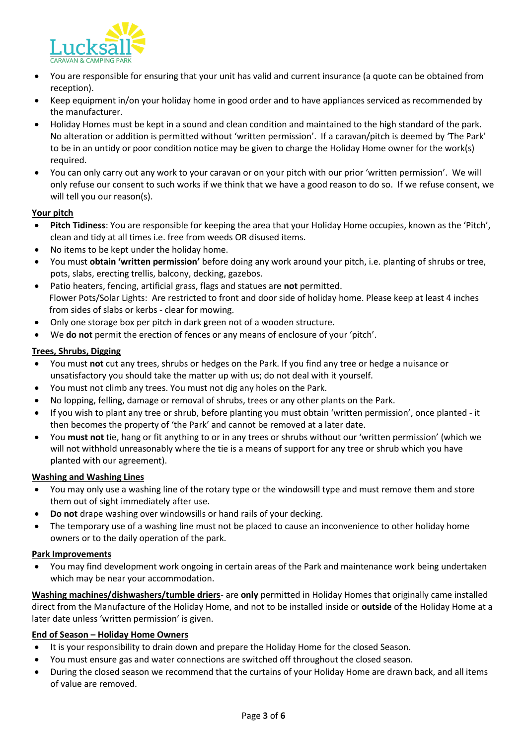- You are responsible for ensuring that your unit has valid and current insurance (a quote can be obtained from reception).
- Keep equipment in/on your holiday home in good order and to have appliances serviced as recommended by the manufacturer.
- Holiday Homes must be kept in a sound and clean condition and maintained to the high standard of the park. No alteration or addition is permitted without 'written permission'. If a caravan/pitch is deemed by 'The Park' to be in an untidy or poor condition notice may be given to charge the Holiday Home owner for the work(s) required.
- You can only carry out any work to your caravan or on your pitch with our prior 'written permission'. We will only refuse our consent to such works if we think that we have a good reason to do so. If we refuse consent, we will tell you our reason(s).

**Your pitch**

- **Pitch Tidiness**: You are responsible for keeping the area that your Holiday Home occupies, known as the 'Pitch', clean and tidy at all times i.e. free from weeds OR disused items.
- No items to be kept under the holiday home.
- You must **obtain 'written permission'** before doing any work around your pitch, i.e. planting of shrubs or tree, pots, slabs, erecting trellis, balcony, decking, gazebos.
- Patio heaters, fencing, artificial grass, flags and statues are **not** permitted.
  Flower Pots/Solar Lights: Are restricted to front and door side of holiday home. Please keep at least 4 inches from sides of slabs or kerbs - clear for mowing.
- Only one storage box per pitch in dark green not of a wooden structure.
- We **do not** permit the erection of fences or any means of enclosure of your 'pitch'.

**Trees, Shrubs, Digging**

- You must **not** cut any trees, shrubs or hedges on the Park. If you find any tree or hedge a nuisance or unsatisfactory you should take the matter up with us; do not deal with it yourself.
- You must not climb any trees. You must not dig any holes on the Park.
- No lopping, felling, damage or removal of shrubs, trees or any other plants on the Park.
- If you wish to plant any tree or shrub, before planting you must obtain 'written permission', once planted - it then becomes the property of 'the Park' and cannot be removed at a later date.
- You **must not** tie, hang or fit anything to or in any trees or shrubs without our 'written permission' (which we will not withhold unreasonably where the tie is a means of support for any tree or shrub which you have planted with our agreement).

**Washing and Washing Lines**

- You may only use a washing line of the rotary type or the windowsill type and must remove them and store them out of sight immediately after use.
- **Do not** drape washing over windowsills or hand rails of your decking.
- The temporary use of a washing line must not be placed to cause an inconvenience to other holiday home owners or to the daily operation of the park.

**Park Improvements**

- You may find development work ongoing in certain areas of the Park and maintenance work being undertaken which may be near your accommodation.

**Washing machines/dishwashers/tumble driers**- are **only** permitted in Holiday Homes that originally came installed direct from the Manufacture of the Holiday Home, and not to be installed inside or **outside** of the Holiday Home at a later date unless 'written permission' is given.

**End of Season – Holiday Home Owners**

- It is your responsibility to drain down and prepare the Holiday Home for the closed Season.
- You must ensure gas and water connections are switched off throughout the closed season.
- During the closed season we recommend that the curtains of your Holiday Home are drawn back, and all items of value are removed.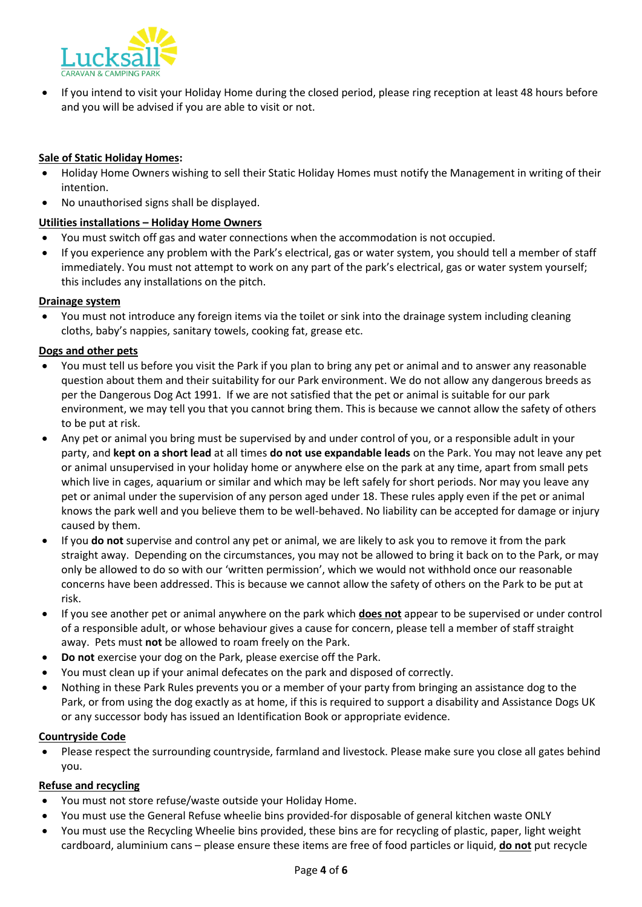- If you intend to visit your Holiday Home during the closed period, please ring reception at least 48 hours before and you will be advised if you are able to visit or not.

**Sale of Static Holiday Homes:**

- Holiday Home Owners wishing to sell their Static Holiday Homes must notify the Management in writing of their intention.
- No unauthorised signs shall be displayed.

**Utilities installations – Holiday Home Owners**

- You must switch off gas and water connections when the accommodation is not occupied.
- If you experience any problem with the Park's electrical, gas or water system, you should tell a member of staff immediately. You must not attempt to work on any part of the park's electrical, gas or water system yourself; this includes any installations on the pitch.

**Drainage system**

- You must not introduce any foreign items via the toilet or sink into the drainage system including cleaning cloths, baby's nappies, sanitary towels, cooking fat, grease etc.

**Dogs and other pets**

- You must tell us before you visit the Park if you plan to bring any pet or animal and to answer any reasonable question about them and their suitability for our Park environment. We do not allow any dangerous breeds as per the Dangerous Dog Act 1991. If we are not satisfied that the pet or animal is suitable for our park environment, we may tell you that you cannot bring them. This is because we cannot allow the safety of others to be put at risk.
- Any pet or animal you bring must be supervised by and under control of you, or a responsible adult in your party, and **kept on a short lead** at all times **do not use expandable leads** on the Park. You may not leave any pet or animal unsupervised in your holiday home or anywhere else on the park at any time, apart from small pets which live in cages, aquarium or similar and which may be left safely for short periods. Nor may you leave any pet or animal under the supervision of any person aged under 18. These rules apply even if the pet or animal knows the park well and you believe them to be well-behaved. No liability can be accepted for damage or injury caused by them.
- If you **do not** supervise and control any pet or animal, we are likely to ask you to remove it from the park straight away. Depending on the circumstances, you may not be allowed to bring it back on to the Park, or may only be allowed to do so with our 'written permission', which we would not withhold once our reasonable concerns have been addressed. This is because we cannot allow the safety of others on the Park to be put at risk.
- If you see another pet or animal anywhere on the park which **does not** appear to be supervised or under control of a responsible adult, or whose behaviour gives a cause for concern, please tell a member of staff straight away. Pets must **not** be allowed to roam freely on the Park.
- **Do not** exercise your dog on the Park, please exercise off the Park.
- You must clean up if your animal defecates on the park and disposed of correctly.
- Nothing in these Park Rules prevents you or a member of your party from bringing an assistance dog to the Park, or from using the dog exactly as at home, if this is required to support a disability and Assistance Dogs UK or any successor body has issued an Identification Book or appropriate evidence.

**Countryside Code**

- Please respect the surrounding countryside, farmland and livestock. Please make sure you close all gates behind you.

**Refuse and recycling**

- You must not store refuse/waste outside your Holiday Home.
- You must use the General Refuse wheelie bins provided-for disposable of general kitchen waste ONLY
- You must use the Recycling Wheelie bins provided, these bins are for recycling of plastic, paper, light weight cardboard, aluminium cans – please ensure these items are free of food particles or liquid, **do not** put recycle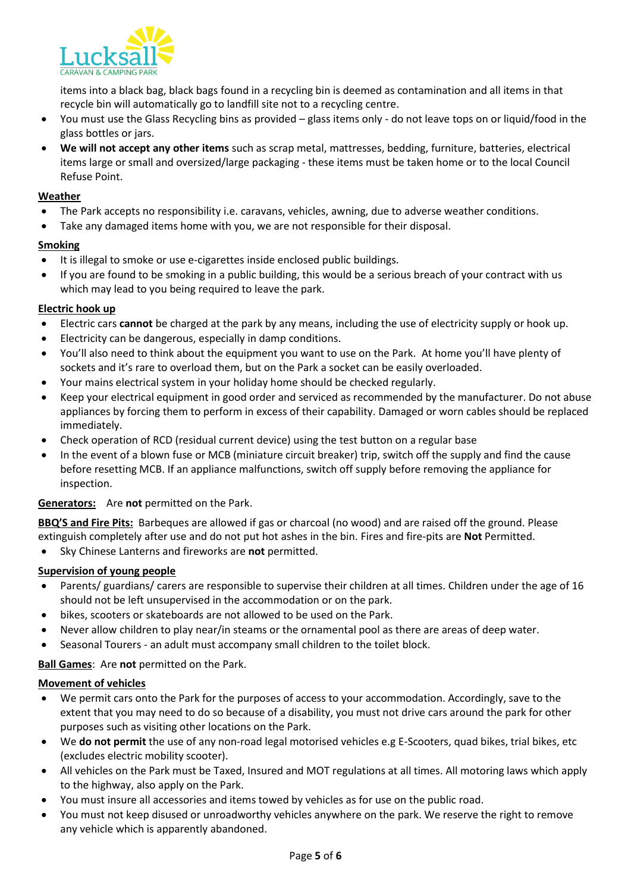items into a black bag, black bags found in a recycling bin is deemed as contamination and all items in that recycle bin will automatically go to landfill site not to a recycling centre.

- You must use the Glass Recycling bins as provided – glass items only - do not leave tops on or liquid/food in the glass bottles or jars.
- **We will not accept any other items** such as scrap metal, mattresses, bedding, furniture, batteries, electrical items large or small and oversized/large packaging - these items must be taken home or to the local Council Refuse Point.

**Weather**

- The Park accepts no responsibility i.e. caravans, vehicles, awning, due to adverse weather conditions.
- Take any damaged items home with you, we are not responsible for their disposal.

**Smoking**

- It is illegal to smoke or use e-cigarettes inside enclosed public buildings.
- If you are found to be smoking in a public building, this would be a serious breach of your contract with us which may lead to you being required to leave the park.

**Electric hook up**

- Electric cars **cannot** be charged at the park by any means, including the use of electricity supply or hook up.
- Electricity can be dangerous, especially in damp conditions.
- You'll also need to think about the equipment you want to use on the Park. At home you'll have plenty of sockets and it's rare to overload them, but on the Park a socket can be easily overloaded.
- Your mains electrical system in your holiday home should be checked regularly.
- Keep your electrical equipment in good order and serviced as recommended by the manufacturer. Do not abuse appliances by forcing them to perform in excess of their capability. Damaged or worn cables should be replaced immediately.
- Check operation of RCD (residual current device) using the test button on a regular base
- In the event of a blown fuse or MCB (miniature circuit breaker) trip, switch off the supply and find the cause before resetting MCB. If an appliance malfunctions, switch off supply before removing the appliance for inspection.

**Generators:** Are **not** permitted on the Park.

**BBQ'S and Fire Pits:** Barbeques are allowed if gas or charcoal (no wood) and are raised off the ground. Please extinguish completely after use and do not put hot ashes in the bin. Fires and fire-pits are **Not** Permitted.

- Sky Chinese Lanterns and fireworks are **not** permitted.

**Supervision of young people**

- Parents/ guardians/ carers are responsible to supervise their children at all times. Children under the age of 16 should not be left unsupervised in the accommodation or on the park.
- bikes, scooters or skateboards are not allowed to be used on the Park.
- Never allow children to play near/in steams or the ornamental pool as there are areas of deep water.
- Seasonal Tourers - an adult must accompany small children to the toilet block.

**Ball Games**: Are **not** permitted on the Park.

**Movement of vehicles**

- We permit cars onto the Park for the purposes of access to your accommodation. Accordingly, save to the extent that you may need to do so because of a disability, you must not drive cars around the park for other purposes such as visiting other locations on the Park.
- We **do not permit** the use of any non-road legal motorised vehicles e.g E-Scooters, quad bikes, trial bikes, etc (excludes electric mobility scooter).
- All vehicles on the Park must be Taxed, Insured and MOT regulations at all times. All motoring laws which apply to the highway, also apply on the Park.
- You must insure all accessories and items towed by vehicles as for use on the public road.
- You must not keep disused or unroadworthy vehicles anywhere on the park. We reserve the right to remove any vehicle which is apparently abandoned.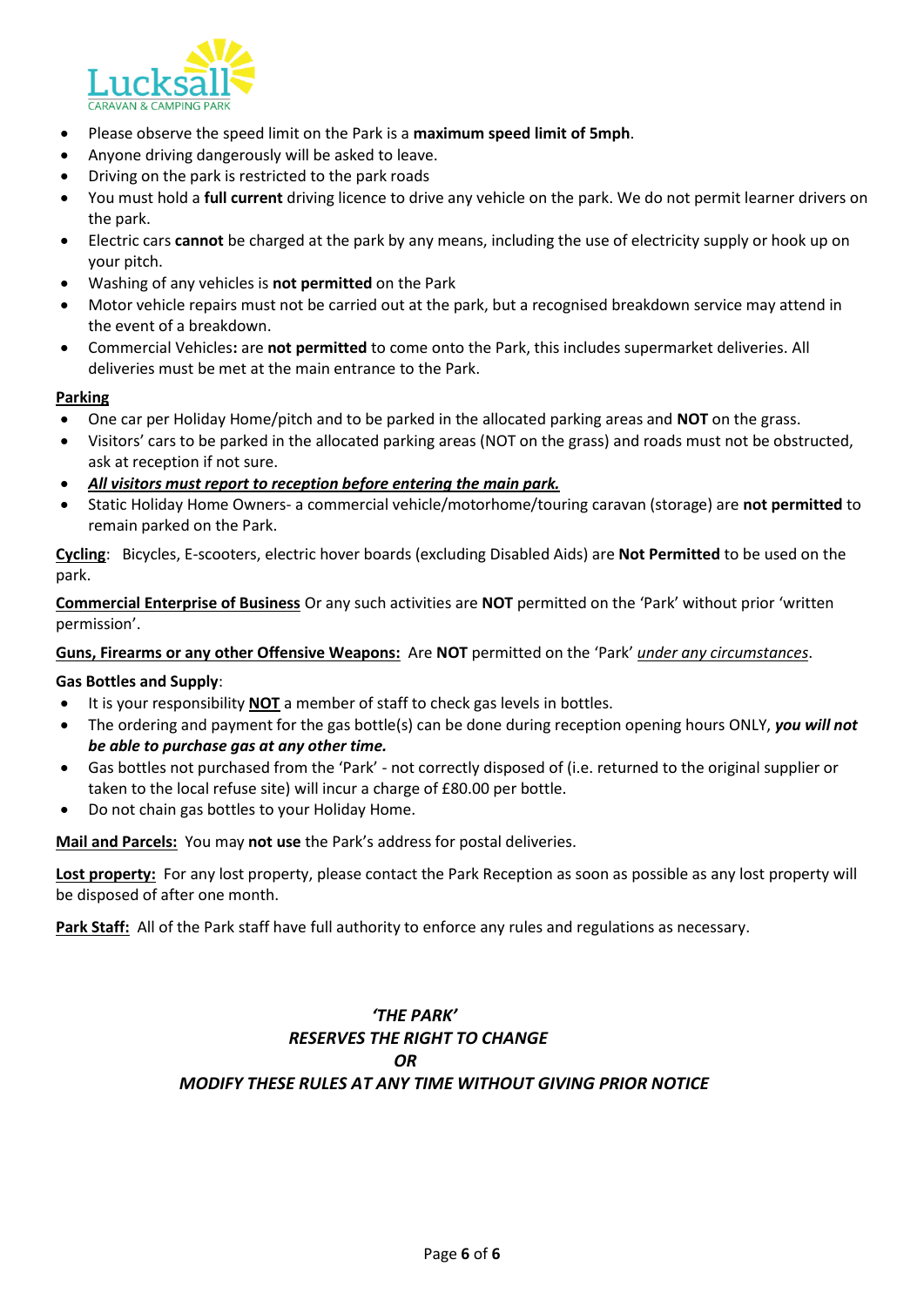- Please observe the speed limit on the Park is a **maximum speed limit of 5mph**.
- Anyone driving dangerously will be asked to leave.
- Driving on the park is restricted to the park roads
- You must hold a **full current** driving licence to drive any vehicle on the park. We do not permit learner drivers on the park.
- Electric cars **cannot** be charged at the park by any means, including the use of electricity supply or hook up on your pitch.
- Washing of any vehicles is **not permitted** on the Park
- Motor vehicle repairs must not be carried out at the park, but a recognised breakdown service may attend in the event of a breakdown.
- Commercial Vehicles**:** are **not permitted** to come onto the Park, this includes supermarket deliveries. All deliveries must be met at the main entrance to the Park.

**Parking**

- One car per Holiday Home/pitch and to be parked in the allocated parking areas and **NOT** on the grass.
- Visitors' cars to be parked in the allocated parking areas (NOT on the grass) and roads must not be obstructed, ask at reception if not sure.
- ***All visitors must report to reception before entering the main park.***
- Static Holiday Home Owners- a commercial vehicle/motorhome/touring caravan (storage) are **not permitted** to remain parked on the Park.

**Cycling**: Bicycles, E-scooters, electric hover boards (excluding Disabled Aids) are **Not Permitted** to be used on the park.

**Commercial Enterprise of Business** Or any such activities are **NOT** permitted on the 'Park' without prior 'written permission'.

**Guns, Firearms or any other Offensive Weapons:** Are **NOT** permitted on the 'Park' *under any circumstances*.

**Gas Bottles and Supply**:

- It is your responsibility **NOT** a member of staff to check gas levels in bottles.
- The ordering and payment for the gas bottle(s) can be done during reception opening hours ONLY, ***you will not be able to purchase gas at any other time.***
- Gas bottles not purchased from the 'Park' - not correctly disposed of (i.e. returned to the original supplier or taken to the local refuse site) will incur a charge of £80.00 per bottle.
- Do not chain gas bottles to your Holiday Home.

**Mail and Parcels:** You may **not use** the Park's address for postal deliveries.

**Lost property:** For any lost property, please contact the Park Reception as soon as possible as any lost property will be disposed of after one month.

**Park Staff:** All of the Park staff have full authority to enforce any rules and regulations as necessary.

***'THE PARK'***
***RESERVES THE RIGHT TO CHANGE***
***OR***
***MODIFY THESE RULES AT ANY TIME WITHOUT GIVING PRIOR NOTICE***